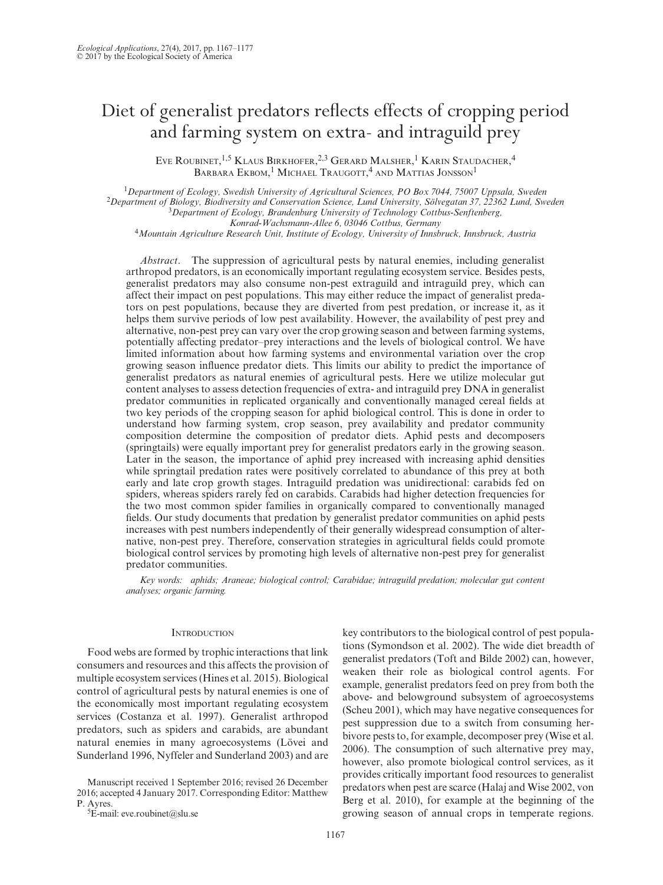# Diet of generalist predators reflects effects of cropping period and farming system on extra- and intraguild prey

Eve Roubinet,[1,5] Klaus Birkhofer,[2,3] Gerard Malsher,[1] Karin Staudacher,[4] Barbara Ekbom,[1] Michael Traugott,[4] and Mattias Jonsson[1]

[1]*Department of Ecology, Swedish University of Agricultural Sciences, PO Box 7044, 75007 Uppsala, Sweden*
[2]*Department of Biology, Biodiversity and Conservation Science, Lund University, Sölvegatan 37, 22362 Lund, Sweden*
[3]*Department of Ecology, Brandenburg University of Technology Cottbus-Senftenberg, Konrad-Wachsmann-Allee 6, 03046 Cottbus, Germany*
[4]*Mountain Agriculture Research Unit, Institute of Ecology, University of Innsbruck, Innsbruck, Austria*

*Abstract*. The suppression of agricultural pests by natural enemies, including generalist arthropod predators, is an economically important regulating ecosystem service. Besides pests, generalist predators may also consume non-pest extraguild and intraguild prey, which can affect their impact on pest populations. This may either reduce the impact of generalist predators on pest populations, because they are diverted from pest predation, or increase it, as it helps them survive periods of low pest availability. However, the availability of pest prey and alternative, non-pest prey can vary over the crop growing season and between farming systems, potentially affecting predator–prey interactions and the levels of biological control. We have limited information about how farming systems and environmental variation over the crop growing season influence predator diets. This limits our ability to predict the importance of generalist predators as natural enemies of agricultural pests. Here we utilize molecular gut content analyses to assess detection frequencies of extra- and intraguild prey DNA in generalist predator communities in replicated organically and conventionally managed cereal fields at two key periods of the cropping season for aphid biological control. This is done in order to understand how farming system, crop season, prey availability and predator community composition determine the composition of predator diets. Aphid pests and decomposers (springtails) were equally important prey for generalist predators early in the growing season. Later in the season, the importance of aphid prey increased with increasing aphid densities while springtail predation rates were positively correlated to abundance of this prey at both early and late crop growth stages. Intraguild predation was unidirectional: carabids fed on spiders, whereas spiders rarely fed on carabids. Carabids had higher detection frequencies for the two most common spider families in organically compared to conventionally managed fields. Our study documents that predation by generalist predator communities on aphid pests increases with pest numbers independently of their generally widespread consumption of alternative, non-pest prey. Therefore, conservation strategies in agricultural fields could promote biological control services by promoting high levels of alternative non-pest prey for generalist predator communities.

*Key words: aphids; Araneae; biological control; Carabidae; intraguild predation; molecular gut content analyses; organic farming.*

## Introduction

Food webs are formed by trophic interactions that link consumers and resources and this affects the provision of multiple ecosystem services (Hines et al. 2015). Biological control of agricultural pests by natural enemies is one of the economically most important regulating ecosystem services (Costanza et al. 1997). Generalist arthropod predators, such as spiders and carabids, are abundant natural enemies in many agroecosystems (Lövei and Sunderland 1996, Nyffeler and Sunderland 2003) and are key contributors to the biological control of pest populations (Symondson et al. 2002). The wide diet breadth of generalist predators (Toft and Bilde 2002) can, however, weaken their role as biological control agents. For example, generalist predators feed on prey from both the above- and belowground subsystem of agroecosystems (Scheu 2001), which may have negative consequences for pest suppression due to a switch from consuming herbivore pests to, for example, decomposer prey (Wise et al. 2006). The consumption of such alternative prey may, however, also promote biological control services, as it provides critically important food resources to generalist predators when pest are scarce (Halaj and Wise 2002, von Berg et al. 2010), for example at the beginning of the growing season of annual crops in temperate regions.

Manuscript received 1 September 2016; revised 26 December 2016; accepted 4 January 2017. Corresponding Editor: Matthew P. Ayres.

[5]E-mail: eve.roubinet@slu.se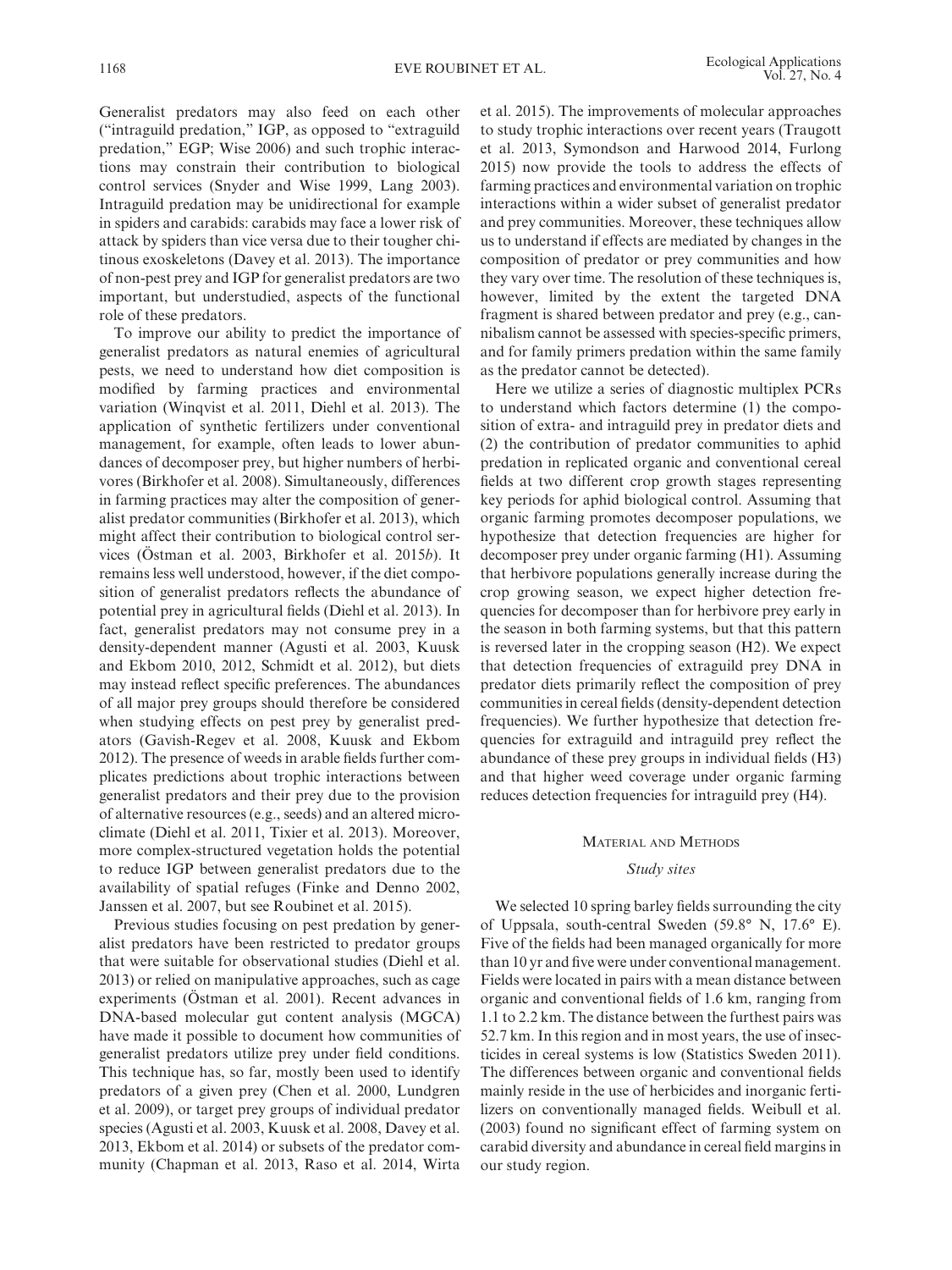Generalist predators may also feed on each other ("intraguild predation," IGP, as opposed to "extraguild predation," EGP; Wise 2006) and such trophic interactions may constrain their contribution to biological control services (Snyder and Wise 1999, Lang 2003). Intraguild predation may be unidirectional for example in spiders and carabids: carabids may face a lower risk of attack by spiders than vice versa due to their tougher chitinous exoskeletons (Davey et al. 2013). The importance of non-pest prey and IGP for generalist predators are two important, but understudied, aspects of the functional role of these predators.

To improve our ability to predict the importance of generalist predators as natural enemies of agricultural pests, we need to understand how diet composition is modified by farming practices and environmental variation (Winqvist et al. 2011, Diehl et al. 2013). The application of synthetic fertilizers under conventional management, for example, often leads to lower abundances of decomposer prey, but higher numbers of herbivores (Birkhofer et al. 2008). Simultaneously, differences in farming practices may alter the composition of generalist predator communities (Birkhofer et al. 2013), which might affect their contribution to biological control services (Östman et al. 2003, Birkhofer et al. 2015*b*). It remains less well understood, however, if the diet composition of generalist predators reflects the abundance of potential prey in agricultural fields (Diehl et al. 2013). In fact, generalist predators may not consume prey in a density-dependent manner (Agusti et al. 2003, Kuusk and Ekbom 2010, 2012, Schmidt et al. 2012), but diets may instead reflect specific preferences. The abundances of all major prey groups should therefore be considered when studying effects on pest prey by generalist predators (Gavish-Regev et al. 2008, Kuusk and Ekbom 2012). The presence of weeds in arable fields further complicates predictions about trophic interactions between generalist predators and their prey due to the provision of alternative resources (e.g., seeds) and an altered microclimate (Diehl et al. 2011, Tixier et al. 2013). Moreover, more complex-structured vegetation holds the potential to reduce IGP between generalist predators due to the availability of spatial refuges (Finke and Denno 2002, Janssen et al. 2007, but see Roubinet et al. 2015).

Previous studies focusing on pest predation by generalist predators have been restricted to predator groups that were suitable for observational studies (Diehl et al. 2013) or relied on manipulative approaches, such as cage experiments (Östman et al. 2001). Recent advances in DNA-based molecular gut content analysis (MGCA) have made it possible to document how communities of generalist predators utilize prey under field conditions. This technique has, so far, mostly been used to identify predators of a given prey (Chen et al. 2000, Lundgren et al. 2009), or target prey groups of individual predator species (Agusti et al. 2003, Kuusk et al. 2008, Davey et al. 2013, Ekbom et al. 2014) or subsets of the predator community (Chapman et al. 2013, Raso et al. 2014, Wirta et al. 2015). The improvements of molecular approaches to study trophic interactions over recent years (Traugott et al. 2013, Symondson and Harwood 2014, Furlong 2015) now provide the tools to address the effects of farming practices and environmental variation on trophic interactions within a wider subset of generalist predator and prey communities. Moreover, these techniques allow us to understand if effects are mediated by changes in the composition of predator or prey communities and how they vary over time. The resolution of these techniques is, however, limited by the extent the targeted DNA fragment is shared between predator and prey (e.g., cannibalism cannot be assessed with species-specific primers, and for family primers predation within the same family as the predator cannot be detected).

Here we utilize a series of diagnostic multiplex PCRs to understand which factors determine (1) the composition of extra- and intraguild prey in predator diets and (2) the contribution of predator communities to aphid predation in replicated organic and conventional cereal fields at two different crop growth stages representing key periods for aphid biological control. Assuming that organic farming promotes decomposer populations, we hypothesize that detection frequencies are higher for decomposer prey under organic farming (H1). Assuming that herbivore populations generally increase during the crop growing season, we expect higher detection frequencies for decomposer than for herbivore prey early in the season in both farming systems, but that this pattern is reversed later in the cropping season (H2). We expect that detection frequencies of extraguild prey DNA in predator diets primarily reflect the composition of prey communities in cereal fields (density-dependent detection frequencies). We further hypothesize that detection frequencies for extraguild and intraguild prey reflect the abundance of these prey groups in individual fields (H3) and that higher weed coverage under organic farming reduces detection frequencies for intraguild prey (H4).

## Material and Methods

### *Study sites*

We selected 10 spring barley fields surrounding the city of Uppsala, south-central Sweden (59.8° N, 17.6° E). Five of the fields had been managed organically for more than 10 yr and five were under conventional management. Fields were located in pairs with a mean distance between organic and conventional fields of 1.6 km, ranging from 1.1 to 2.2 km. The distance between the furthest pairs was 52.7 km. In this region and in most years, the use of insecticides in cereal systems is low (Statistics Sweden 2011). The differences between organic and conventional fields mainly reside in the use of herbicides and inorganic fertilizers on conventionally managed fields. Weibull et al. (2003) found no significant effect of farming system on carabid diversity and abundance in cereal field margins in our study region.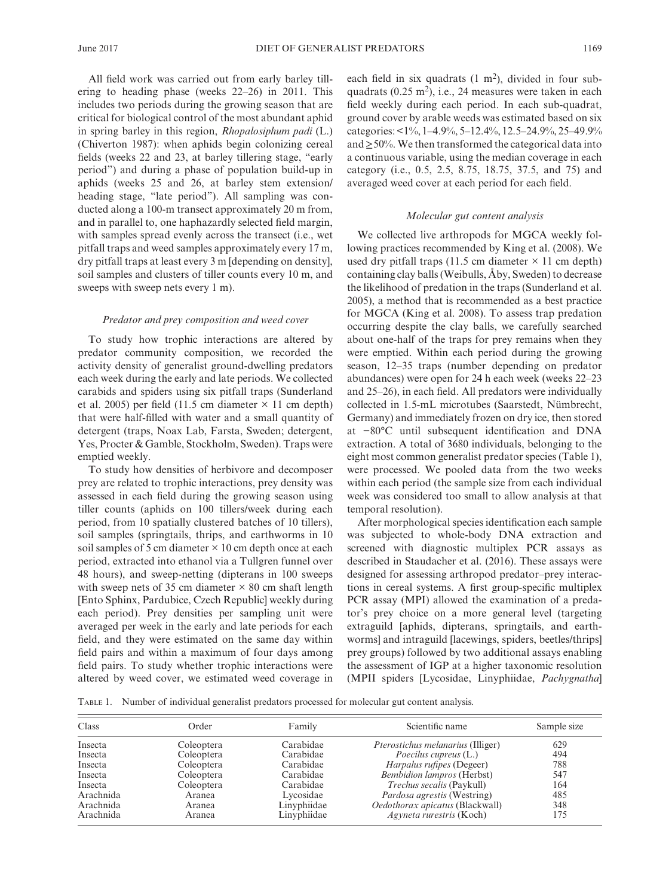All field work was carried out from early barley tillering to heading phase (weeks 22–26) in 2011. This includes two periods during the growing season that are critical for biological control of the most abundant aphid in spring barley in this region, *Rhopalosiphum padi* (L.) (Chiverton 1987): when aphids begin colonizing cereal fields (weeks 22 and 23, at barley tillering stage, "early period") and during a phase of population build-up in aphids (weeks 25 and 26, at barley stem extension/heading stage, "late period"). All sampling was conducted along a 100-m transect approximately 20 m from, and in parallel to, one haphazardly selected field margin, with samples spread evenly across the transect (i.e., wet pitfall traps and weed samples approximately every 17 m, dry pitfall traps at least every 3 m [depending on density], soil samples and clusters of tiller counts every 10 m, and sweeps with sweep nets every 1 m).

### *Predator and prey composition and weed cover*

To study how trophic interactions are altered by predator community composition, we recorded the activity density of generalist ground-dwelling predators each week during the early and late periods. We collected carabids and spiders using six pitfall traps (Sunderland et al. 2005) per field (11.5 cm diameter × 11 cm depth) that were half-filled with water and a small quantity of detergent (traps, Noax Lab, Farsta, Sweden; detergent, Yes, Procter & Gamble, Stockholm, Sweden). Traps were emptied weekly.

To study how densities of herbivore and decomposer prey are related to trophic interactions, prey density was assessed in each field during the growing season using tiller counts (aphids on 100 tillers/week during each period, from 10 spatially clustered batches of 10 tillers), soil samples (springtails, thrips, and earthworms in 10 soil samples of 5 cm diameter × 10 cm depth once at each period, extracted into ethanol via a Tullgren funnel over 48 hours), and sweep-netting (dipterans in 100 sweeps with sweep nets of 35 cm diameter × 80 cm shaft length [Ento Sphinx, Pardubice, Czech Republic] weekly during each period). Prey densities per sampling unit were averaged per week in the early and late periods for each field, and they were estimated on the same day within field pairs and within a maximum of four days among field pairs. To study whether trophic interactions were altered by weed cover, we estimated weed coverage in each field in six quadrats (1 $m^2$), divided in four sub-quadrats (0.25 $m^2$), i.e., 24 measures were taken in each field weekly during each period. In each sub-quadrat, ground cover by arable weeds was estimated based on six categories: <1%, 1–4.9%, 5–12.4%, 12.5–24.9%, 25–49.9% and ≥50%. We then transformed the categorical data into a continuous variable, using the median coverage in each category (i.e., 0.5, 2.5, 8.75, 18.75, 37.5, and 75) and averaged weed cover at each period for each field.

### *Molecular gut content analysis*

We collected live arthropods for MGCA weekly following practices recommended by King et al. (2008). We used dry pitfall traps (11.5 cm diameter × 11 cm depth) containing clay balls (Weibulls, Åby, Sweden) to decrease the likelihood of predation in the traps (Sunderland et al. 2005), a method that is recommended as a best practice for MGCA (King et al. 2008). To assess trap predation occurring despite the clay balls, we carefully searched about one-half of the traps for prey remains when they were emptied. Within each period during the growing season, 12–35 traps (number depending on predator abundances) were open for 24 h each week (weeks 22–23 and 25–26), in each field. All predators were individually collected in 1.5-mL microtubes (Saarstedt, Nümbrecht, Germany) and immediately frozen on dry ice, then stored at −80°C until subsequent identification and DNA extraction. A total of 3680 individuals, belonging to the eight most common generalist predator species (Table 1), were processed. We pooled data from the two weeks within each period (the sample size from each individual week was considered too small to allow analysis at that temporal resolution).

After morphological species identification each sample was subjected to whole-body DNA extraction and screened with diagnostic multiplex PCR assays as described in Staudacher et al. (2016). These assays were designed for assessing arthropod predator–prey interactions in cereal systems. A first group-specific multiplex PCR assay (MPI) allowed the examination of a predator's prey choice on a more general level (targeting extraguild [aphids, dipterans, springtails, and earthworms] and intraguild [lacewings, spiders, beetles/thrips] prey groups) followed by two additional assays enabling the assessment of IGP at a higher taxonomic resolution (MPII spiders [Lycosidae, Linyphiidae, *Pachygnatha*]

Table 1. Number of individual generalist predators processed for molecular gut content analysis.

| Class | Order | Family | Scientific name | Sample size |
|---|---|---|---|---|
| Insecta | Coleoptera | Carabidae | *Pterostichus melanarius* (Illiger) | 629 |
| Insecta | Coleoptera | Carabidae | *Poecilus cupreus* (L.) | 494 |
| Insecta | Coleoptera | Carabidae | *Harpalus rufipes* (Degeer) | 788 |
| Insecta | Coleoptera | Carabidae | *Bembidion lampros* (Herbst) | 547 |
| Insecta | Coleoptera | Carabidae | *Trechus secalis* (Paykull) | 164 |
| Arachnida | Aranea | Lycosidae | *Pardosa agrestis* (Westring) | 485 |
| Arachnida | Aranea | Linyphiidae | *Oedothorax apicatus* (Blackwall) | 348 |
| Arachnida | Aranea | Linyphiidae | *Agyneta rurestris* (Koch) | 175 |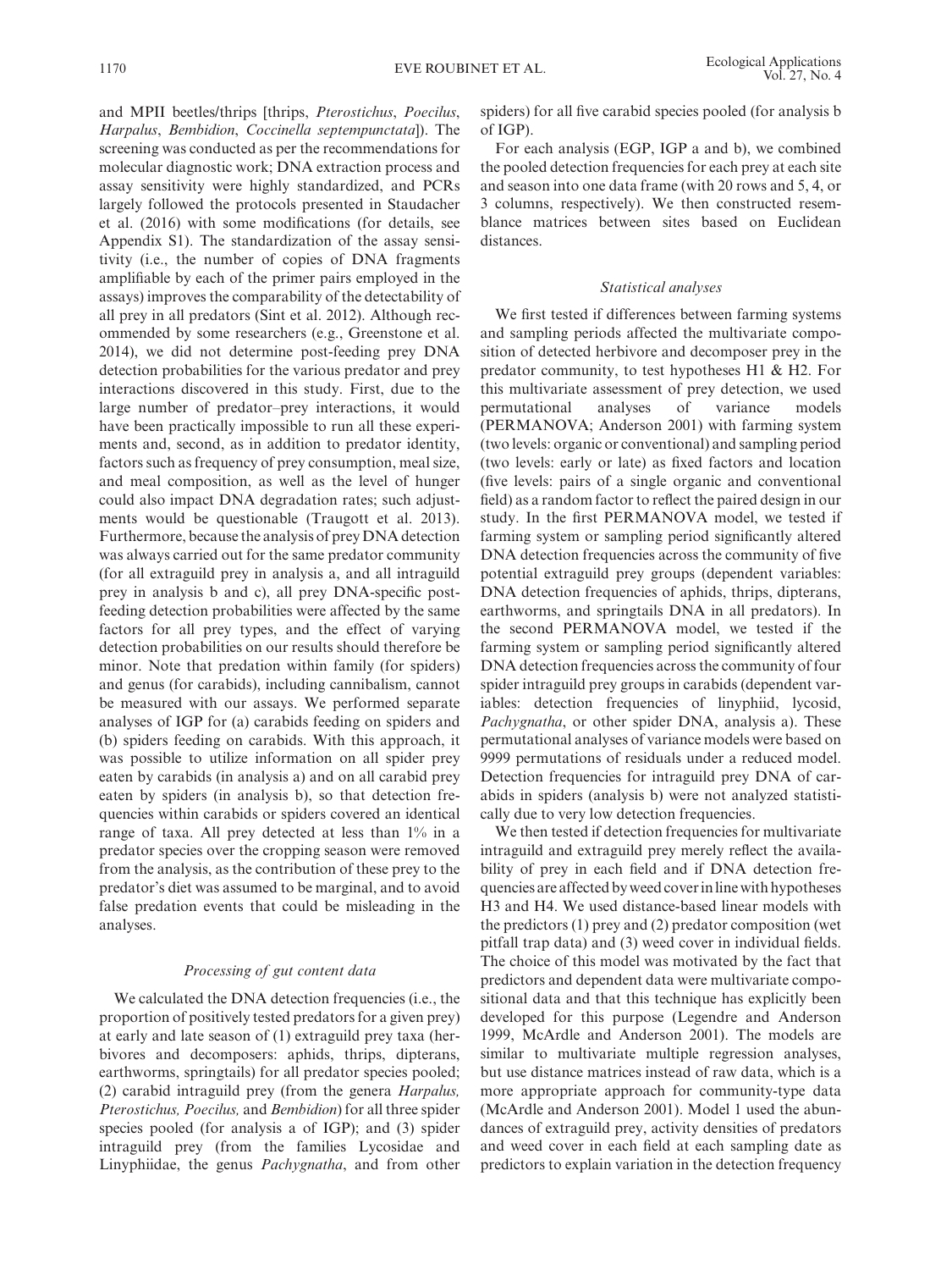and MPII beetles/thrips [thrips, *Pterostichus*, *Poecilus*, *Harpalus*, *Bembidion*, *Coccinella septempunctata*]). The screening was conducted as per the recommendations for molecular diagnostic work; DNA extraction process and assay sensitivity were highly standardized, and PCRs largely followed the protocols presented in Staudacher et al. (2016) with some modifications (for details, see Appendix S1). The standardization of the assay sensitivity (i.e., the number of copies of DNA fragments amplifiable by each of the primer pairs employed in the assays) improves the comparability of the detectability of all prey in all predators (Sint et al. 2012). Although recommended by some researchers (e.g., Greenstone et al. 2014), we did not determine post-feeding prey DNA detection probabilities for the various predator and prey interactions discovered in this study. First, due to the large number of predator–prey interactions, it would have been practically impossible to run all these experiments and, second, as in addition to predator identity, factors such as frequency of prey consumption, meal size, and meal composition, as well as the level of hunger could also impact DNA degradation rates; such adjustments would be questionable (Traugott et al. 2013). Furthermore, because the analysis of prey DNA detection was always carried out for the same predator community (for all extraguild prey in analysis a, and all intraguild prey in analysis b and c), all prey DNA-specific post-feeding detection probabilities were affected by the same factors for all prey types, and the effect of varying detection probabilities on our results should therefore be minor. Note that predation within family (for spiders) and genus (for carabids), including cannibalism, cannot be measured with our assays. We performed separate analyses of IGP for (a) carabids feeding on spiders and (b) spiders feeding on carabids. With this approach, it was possible to utilize information on all spider prey eaten by carabids (in analysis a) and on all carabid prey eaten by spiders (in analysis b), so that detection frequencies within carabids or spiders covered an identical range of taxa. All prey detected at less than 1% in a predator species over the cropping season were removed from the analysis, as the contribution of these prey to the predator's diet was assumed to be marginal, and to avoid false predation events that could be misleading in the analyses.

### *Processing of gut content data*

We calculated the DNA detection frequencies (i.e., the proportion of positively tested predators for a given prey) at early and late season of (1) extraguild prey taxa (herbivores and decomposers: aphids, thrips, dipterans, earthworms, springtails) for all predator species pooled; (2) carabid intraguild prey (from the genera *Harpalus, Pterostichus, Poecilus,* and *Bembidion*) for all three spider species pooled (for analysis a of IGP); and (3) spider intraguild prey (from the families Lycosidae and Linyphiidae, the genus *Pachygnatha*, and from other spiders) for all five carabid species pooled (for analysis b of IGP).

For each analysis (EGP, IGP a and b), we combined the pooled detection frequencies for each prey at each site and season into one data frame (with 20 rows and 5, 4, or 3 columns, respectively). We then constructed resemblance matrices between sites based on Euclidean distances.

### *Statistical analyses*

We first tested if differences between farming systems and sampling periods affected the multivariate composition of detected herbivore and decomposer prey in the predator community, to test hypotheses H1 & H2. For this multivariate assessment of prey detection, we used permutational analyses of variance models (PERMANOVA; Anderson 2001) with farming system (two levels: organic or conventional) and sampling period (two levels: early or late) as fixed factors and location (five levels: pairs of a single organic and conventional field) as a random factor to reflect the paired design in our study. In the first PERMANOVA model, we tested if farming system or sampling period significantly altered DNA detection frequencies across the community of five potential extraguild prey groups (dependent variables: DNA detection frequencies of aphids, thrips, dipterans, earthworms, and springtails DNA in all predators). In the second PERMANOVA model, we tested if the farming system or sampling period significantly altered DNA detection frequencies across the community of four spider intraguild prey groups in carabids (dependent variables: detection frequencies of linyphiid, lycosid, *Pachygnatha*, or other spider DNA, analysis a). These permutational analyses of variance models were based on 9999 permutations of residuals under a reduced model. Detection frequencies for intraguild prey DNA of carabids in spiders (analysis b) were not analyzed statistically due to very low detection frequencies.

We then tested if detection frequencies for multivariate intraguild and extraguild prey merely reflect the availability of prey in each field and if DNA detection frequencies are affected by weed cover in line with hypotheses H3 and H4. We used distance-based linear models with the predictors (1) prey and (2) predator composition (wet pitfall trap data) and (3) weed cover in individual fields. The choice of this model was motivated by the fact that predictors and dependent data were multivariate compositional data and that this technique has explicitly been developed for this purpose (Legendre and Anderson 1999, McArdle and Anderson 2001). The models are similar to multivariate multiple regression analyses, but use distance matrices instead of raw data, which is a more appropriate approach for community-type data (McArdle and Anderson 2001). Model 1 used the abundances of extraguild prey, activity densities of predators and weed cover in each field at each sampling date as predictors to explain variation in the detection frequency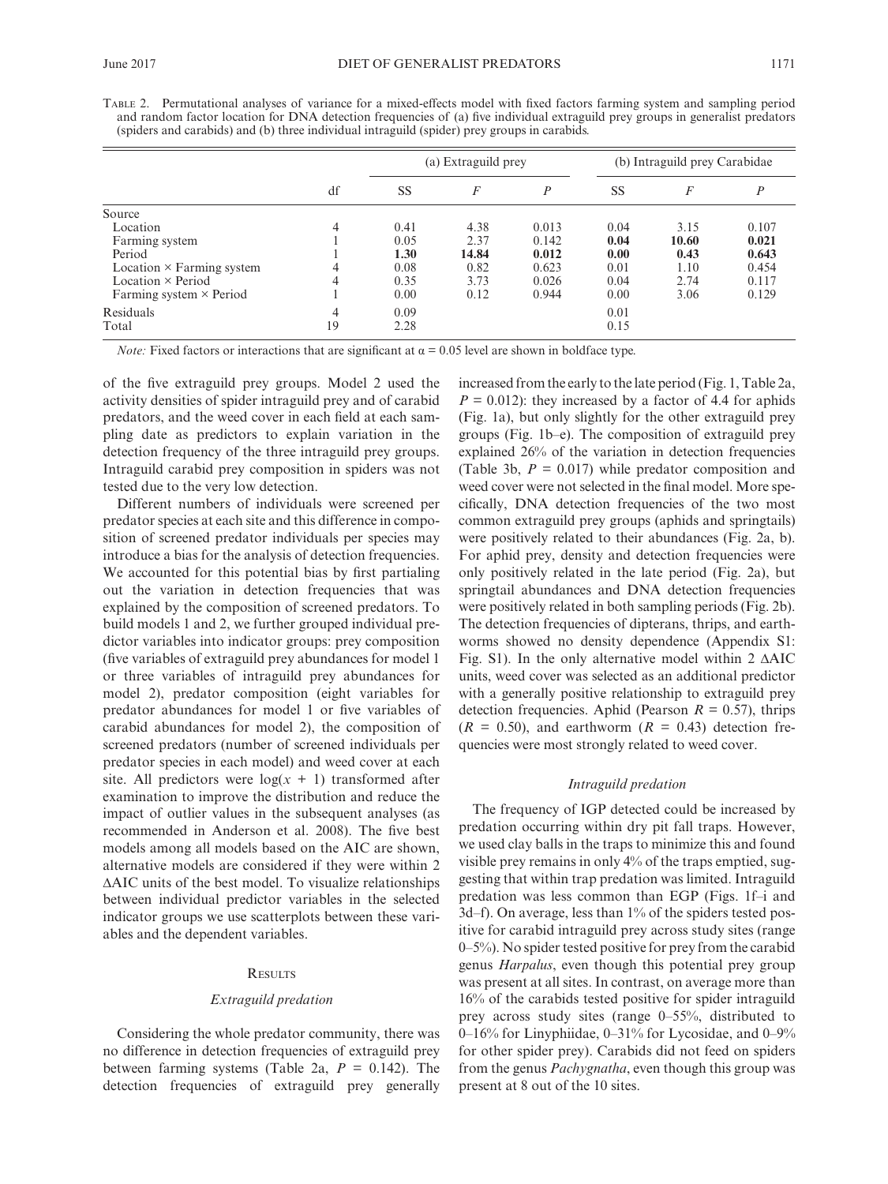Table 2. Permutational analyses of variance for a mixed-effects model with fixed factors farming system and sampling period and random factor location for DNA detection frequencies of (a) five individual extraguild prey groups in generalist predators (spiders and carabids) and (b) three individual intraguild (spider) prey groups in carabids.

| | | (a) Extraguild prey | | | (b) Intraguild prey Carabidae | | |
|---|---|---|---|---|---|---|---|
| Source | df | SS | *F* | *P* | SS | *F* | *P* |
| Location | 4 | 0.41 | 4.38 | 0.013 | 0.04 | 3.15 | 0.107 |
| Farming system | 1 | 0.05 | 2.37 | 0.142 | **0.04** | **10.60** | **0.021** |
| Period | 1 | **1.30** | **14.84** | **0.012** | **0.00** | **0.43** | **0.643** |
| Location × Farming system | 4 | 0.08 | 0.82 | 0.623 | 0.01 | 1.10 | 0.454 |
| Location × Period | 4 | 0.35 | 3.73 | 0.026 | 0.04 | 2.74 | 0.117 |
| Farming system × Period | 1 | 0.00 | 0.12 | 0.944 | 0.00 | 3.06 | 0.129 |
| Residuals | 4 | 0.09 | | | 0.01 | | |
| Total | 19 | 2.28 | | | 0.15 | | |

*Note:* Fixed factors or interactions that are significant at $\alpha = 0.05$ level are shown in boldface type.

of the five extraguild prey groups. Model 2 used the activity densities of spider intraguild prey and of carabid predators, and the weed cover in each field at each sampling date as predictors to explain variation in the detection frequency of the three intraguild prey groups. Intraguild carabid prey composition in spiders was not tested due to the very low detection.

Different numbers of individuals were screened per predator species at each site and this difference in composition of screened predator individuals per species may introduce a bias for the analysis of detection frequencies. We accounted for this potential bias by first partialing out the variation in detection frequencies that was explained by the composition of screened predators. To build models 1 and 2, we further grouped individual predictor variables into indicator groups: prey composition (five variables of extraguild prey abundances for model 1 or three variables of intraguild prey abundances for model 2), predator composition (eight variables for predator abundances for model 1 or five variables of carabid abundances for model 2), the composition of screened predators (number of screened individuals per predator species in each model) and weed cover at each site. All predictors were $\log(x + 1)$ transformed after examination to improve the distribution and reduce the impact of outlier values in the subsequent analyses (as recommended in Anderson et al. 2008). The five best models among all models based on the AIC are shown, alternative models are considered if they were within 2 $\Delta$AIC units of the best model. To visualize relationships between individual predictor variables in the selected indicator groups we use scatterplots between these variables and the dependent variables.

## Results

### Extraguild predation

Considering the whole predator community, there was no difference in detection frequencies of extraguild prey between farming systems (Table 2a, $P = 0.142$). The detection frequencies of extraguild prey generally increased from the early to the late period (Fig. 1, Table 2a, $P = 0.012$): they increased by a factor of 4.4 for aphids (Fig. 1a), but only slightly for the other extraguild prey groups (Fig. 1b–e). The composition of extraguild prey explained 26% of the variation in detection frequencies (Table 3b, $P = 0.017$) while predator composition and weed cover were not selected in the final model. More specifically, DNA detection frequencies of the two most common extraguild prey groups (aphids and springtails) were positively related to their abundances (Fig. 2a, b). For aphid prey, density and detection frequencies were only positively related in the late period (Fig. 2a), but springtail abundances and DNA detection frequencies were positively related in both sampling periods (Fig. 2b). The detection frequencies of dipterans, thrips, and earthworms showed no density dependence (Appendix S1: Fig. S1). In the only alternative model within 2 $\Delta$AIC units, weed cover was selected as an additional predictor with a generally positive relationship to extraguild prey detection frequencies. Aphid (Pearson $R = 0.57$), thrips ($R = 0.50$), and earthworm ($R = 0.43$) detection frequencies were most strongly related to weed cover.

### Intraguild predation

The frequency of IGP detected could be increased by predation occurring within dry pit fall traps. However, we used clay balls in the traps to minimize this and found visible prey remains in only 4% of the traps emptied, suggesting that within trap predation was limited. Intraguild predation was less common than EGP (Figs. 1f–i and 3d–f). On average, less than 1% of the spiders tested positive for carabid intraguild prey across study sites (range 0–5%). No spider tested positive for prey from the carabid genus *Harpalus*, even though this potential prey group was present at all sites. In contrast, on average more than 16% of the carabids tested positive for spider intraguild prey across study sites (range 0–55%, distributed to 0–16% for Linyphiidae, 0–31% for Lycosidae, and 0–9% for other spider prey). Carabids did not feed on spiders from the genus *Pachygnatha*, even though this group was present at 8 out of the 10 sites.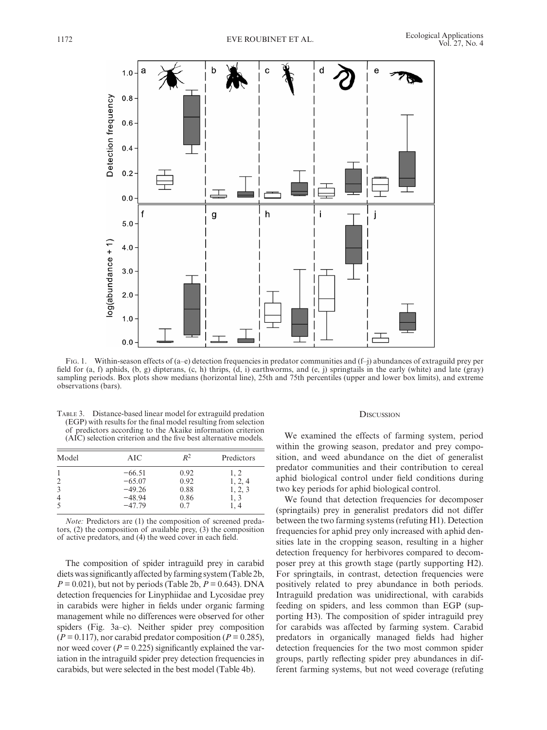Fig. 1. Within-season effects of (a–e) detection frequencies in predator communities and (f–j) abundances of extraguild prey per field for (a, f) aphids, (b, g) dipterans, (c, h) thrips, (d, i) earthworms, and (e, j) springtails in the early (white) and late (gray) sampling periods. Box plots show medians (horizontal line), 25th and 75th percentiles (upper and lower box limits), and extreme observations (bars).

Table 3. Distance-based linear model for extraguild predation (EGP) with results for the final model resulting from selection of predictors according to the Akaike information criterion (AIC) selection criterion and the five best alternative models.

| Model | AIC | $R^2$ | Predictors |
|---|---|---|---|
| 1 | −66.51 | 0.92 | 1, 2 |
| 2 | −65.07 | 0.92 | 1, 2, 4 |
| 3 | −49.26 | 0.88 | 1, 2, 3 |
| 4 | −48.94 | 0.86 | 1, 3 |
| 5 | −47.79 | 0.7 | 1, 4 |

*Note:* Predictors are (1) the composition of screened predators, (2) the composition of available prey, (3) the composition of active predators, and (4) the weed cover in each field.

The composition of spider intraguild prey in carabid diets was significantly affected by farming system (Table 2b, $P = 0.021$), but not by periods (Table 2b, $P = 0.643$). DNA detection frequencies for Linyphiidae and Lycosidae prey in carabids were higher in fields under organic farming management while no differences were observed for other spiders (Fig. 3a–c). Neither spider prey composition ($P = 0.117$), nor carabid predator composition ($P = 0.285$), nor weed cover ($P = 0.225$) significantly explained the variation in the intraguild spider prey detection frequencies in carabids, but were selected in the best model (Table 4b).

## Discussion

We examined the effects of farming system, period within the growing season, predator and prey composition, and weed abundance on the diet of generalist predator communities and their contribution to cereal aphid biological control under field conditions during two key periods for aphid biological control.

We found that detection frequencies for decomposer (springtails) prey in generalist predators did not differ between the two farming systems (refuting H1). Detection frequencies for aphid prey only increased with aphid densities late in the cropping season, resulting in a higher detection frequency for herbivores compared to decomposer prey at this growth stage (partly supporting H2). For springtails, in contrast, detection frequencies were positively related to prey abundance in both periods. Intraguild predation was unidirectional, with carabids feeding on spiders, and less common than EGP (supporting H3). The composition of spider intraguild prey for carabids was affected by farming system. Carabid predators in organically managed fields had higher detection frequencies for the two most common spider groups, partly reflecting spider prey abundances in different farming systems, but not weed coverage (refuting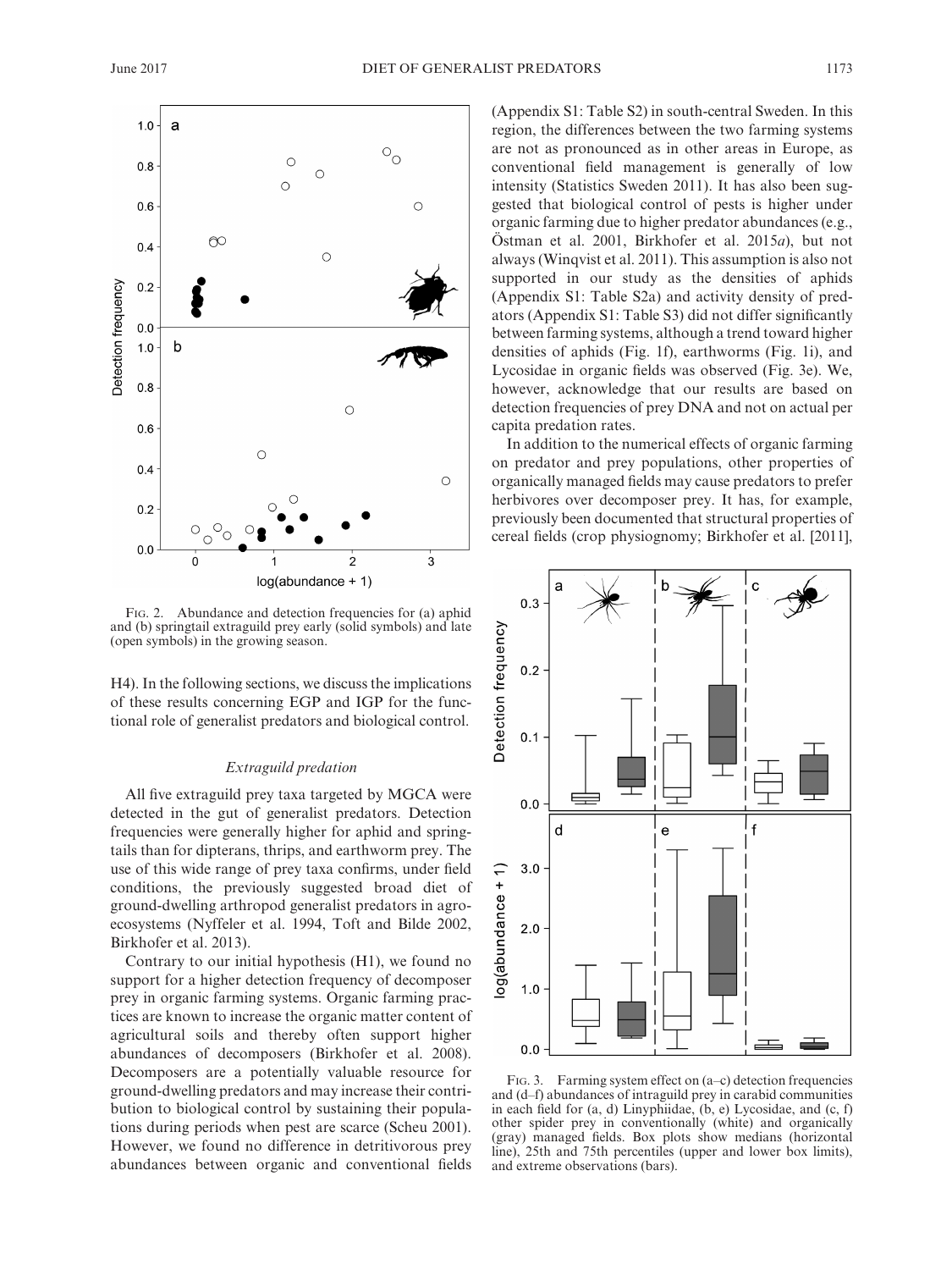Fig. 2. Abundance and detection frequencies for (a) aphid and (b) springtail extraguild prey early (solid symbols) and late (open symbols) in the growing season.

H4). In the following sections, we discuss the implications of these results concerning EGP and IGP for the functional role of generalist predators and biological control.

### *Extraguild predation*

All five extraguild prey taxa targeted by MGCA were detected in the gut of generalist predators. Detection frequencies were generally higher for aphid and springtails than for dipterans, thrips, and earthworm prey. The use of this wide range of prey taxa confirms, under field conditions, the previously suggested broad diet of ground-dwelling arthropod generalist predators in agroecosystems (Nyffeler et al. 1994, Toft and Bilde 2002, Birkhofer et al. 2013).

Contrary to our initial hypothesis (H1), we found no support for a higher detection frequency of decomposer prey in organic farming systems. Organic farming practices are known to increase the organic matter content of agricultural soils and thereby often support higher abundances of decomposers (Birkhofer et al. 2008). Decomposers are a potentially valuable resource for ground-dwelling predators and may increase their contribution to biological control by sustaining their populations during periods when pest are scarce (Scheu 2001). However, we found no difference in detritivorous prey abundances between organic and conventional fields (Appendix S1: Table S2) in south-central Sweden. In this region, the differences between the two farming systems are not as pronounced as in other areas in Europe, as conventional field management is generally of low intensity (Statistics Sweden 2011). It has also been suggested that biological control of pests is higher under organic farming due to higher predator abundances (e.g., Östman et al. 2001, Birkhofer et al. 2015*a*), but not always (Winqvist et al. 2011). This assumption is also not supported in our study as the densities of aphids (Appendix S1: Table S2a) and activity density of predators (Appendix S1: Table S3) did not differ significantly between farming systems, although a trend toward higher densities of aphids (Fig. 1f), earthworms (Fig. 1i), and Lycosidae in organic fields was observed (Fig. 3e). We, however, acknowledge that our results are based on detection frequencies of prey DNA and not on actual per capita predation rates.

In addition to the numerical effects of organic farming on predator and prey populations, other properties of organically managed fields may cause predators to prefer herbivores over decomposer prey. It has, for example, previously been documented that structural properties of cereal fields (crop physiognomy; Birkhofer et al. [2011],

Fig. 3. Farming system effect on (a–c) detection frequencies and (d–f) abundances of intraguild prey in carabid communities in each field for (a, d) Linyphiidae, (b, e) Lycosidae, and (c, f) other spider prey in conventionally (white) and organically (gray) managed fields. Box plots show medians (horizontal line), 25th and 75th percentiles (upper and lower box limits), and extreme observations (bars).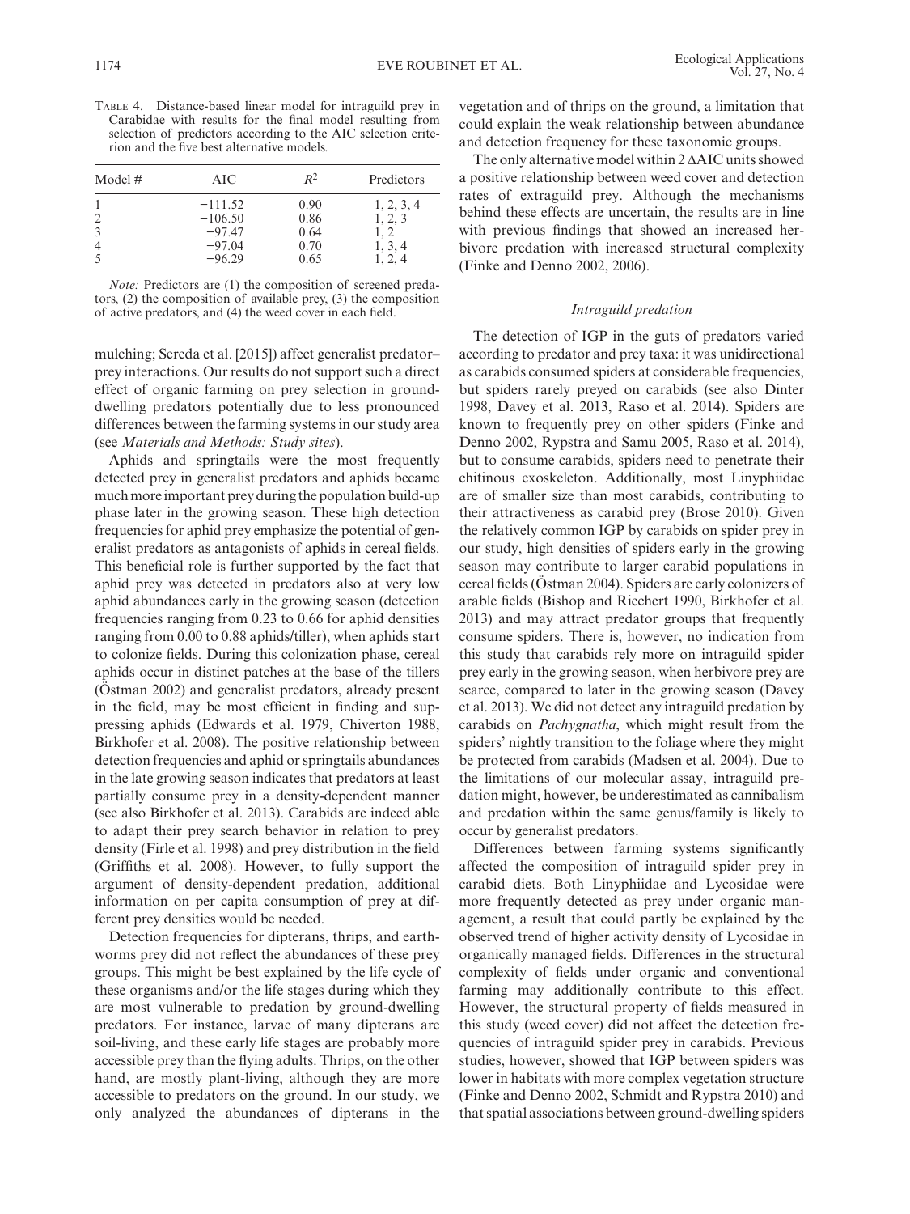Table 4. Distance-based linear model for intraguild prey in Carabidae with results for the final model resulting from selection of predictors according to the AIC selection criterion and the five best alternative models.

| Model # | AIC | $R^2$ | Predictors |
|---|---|---|---|
| 1 | −111.52 | 0.90 | 1, 2, 3, 4 |
| 2 | −106.50 | 0.86 | 1, 2, 3 |
| 3 | −97.47 | 0.64 | 1, 2 |
| 4 | −97.04 | 0.70 | 1, 3, 4 |
| 5 | −96.29 | 0.65 | 1, 2, 4 |

*Note:* Predictors are (1) the composition of screened predators, (2) the composition of available prey, (3) the composition of active predators, and (4) the weed cover in each field.

mulching; Sereda et al. [2015]) affect generalist predator–prey interactions. Our results do not support such a direct effect of organic farming on prey selection in ground-dwelling predators potentially due to less pronounced differences between the farming systems in our study area (see *Materials and Methods: Study sites*).

Aphids and springtails were the most frequently detected prey in generalist predators and aphids became much more important prey during the population build-up phase later in the growing season. These high detection frequencies for aphid prey emphasize the potential of generalist predators as antagonists of aphids in cereal fields. This beneficial role is further supported by the fact that aphid prey was detected in predators also at very low aphid abundances early in the growing season (detection frequencies ranging from 0.23 to 0.66 for aphid densities ranging from 0.00 to 0.88 aphids/tiller), when aphids start to colonize fields. During this colonization phase, cereal aphids occur in distinct patches at the base of the tillers (Östman 2002) and generalist predators, already present in the field, may be most efficient in finding and suppressing aphids (Edwards et al. 1979, Chiverton 1988, Birkhofer et al. 2008). The positive relationship between detection frequencies and aphid or springtails abundances in the late growing season indicates that predators at least partially consume prey in a density-dependent manner (see also Birkhofer et al. 2013). Carabids are indeed able to adapt their prey search behavior in relation to prey density (Firle et al. 1998) and prey distribution in the field (Griffiths et al. 2008). However, to fully support the argument of density-dependent predation, additional information on per capita consumption of prey at different prey densities would be needed.

Detection frequencies for dipterans, thrips, and earthworms prey did not reflect the abundances of these prey groups. This might be best explained by the life cycle of these organisms and/or the life stages during which they are most vulnerable to predation by ground-dwelling predators. For instance, larvae of many dipterans are soil-living, and these early life stages are probably more accessible prey than the flying adults. Thrips, on the other hand, are mostly plant-living, although they are more accessible to predators on the ground. In our study, we only analyzed the abundances of dipterans in the vegetation and of thrips on the ground, a limitation that could explain the weak relationship between abundance and detection frequency for these taxonomic groups.

The only alternative model within 2 ΔAIC units showed a positive relationship between weed cover and detection rates of extraguild prey. Although the mechanisms behind these effects are uncertain, the results are in line with previous findings that showed an increased herbivore predation with increased structural complexity (Finke and Denno 2002, 2006).

### *Intraguild predation*

The detection of IGP in the guts of predators varied according to predator and prey taxa: it was unidirectional as carabids consumed spiders at considerable frequencies, but spiders rarely preyed on carabids (see also Dinter 1998, Davey et al. 2013, Raso et al. 2014). Spiders are known to frequently prey on other spiders (Finke and Denno 2002, Rypstra and Samu 2005, Raso et al. 2014), but to consume carabids, spiders need to penetrate their chitinous exoskeleton. Additionally, most Linyphiidae are of smaller size than most carabids, contributing to their attractiveness as carabid prey (Brose 2010). Given the relatively common IGP by carabids on spider prey in our study, high densities of spiders early in the growing season may contribute to larger carabid populations in cereal fields (Östman 2004). Spiders are early colonizers of arable fields (Bishop and Riechert 1990, Birkhofer et al. 2013) and may attract predator groups that frequently consume spiders. There is, however, no indication from this study that carabids rely more on intraguild spider prey early in the growing season, when herbivore prey are scarce, compared to later in the growing season (Davey et al. 2013). We did not detect any intraguild predation by carabids on *Pachygnatha*, which might result from the spiders' nightly transition to the foliage where they might be protected from carabids (Madsen et al. 2004). Due to the limitations of our molecular assay, intraguild predation might, however, be underestimated as cannibalism and predation within the same genus/family is likely to occur by generalist predators.

Differences between farming systems significantly affected the composition of intraguild spider prey in carabid diets. Both Linyphiidae and Lycosidae were more frequently detected as prey under organic management, a result that could partly be explained by the observed trend of higher activity density of Lycosidae in organically managed fields. Differences in the structural complexity of fields under organic and conventional farming may additionally contribute to this effect. However, the structural property of fields measured in this study (weed cover) did not affect the detection frequencies of intraguild spider prey in carabids. Previous studies, however, showed that IGP between spiders was lower in habitats with more complex vegetation structure (Finke and Denno 2002, Schmidt and Rypstra 2010) and that spatial associations between ground-dwelling spiders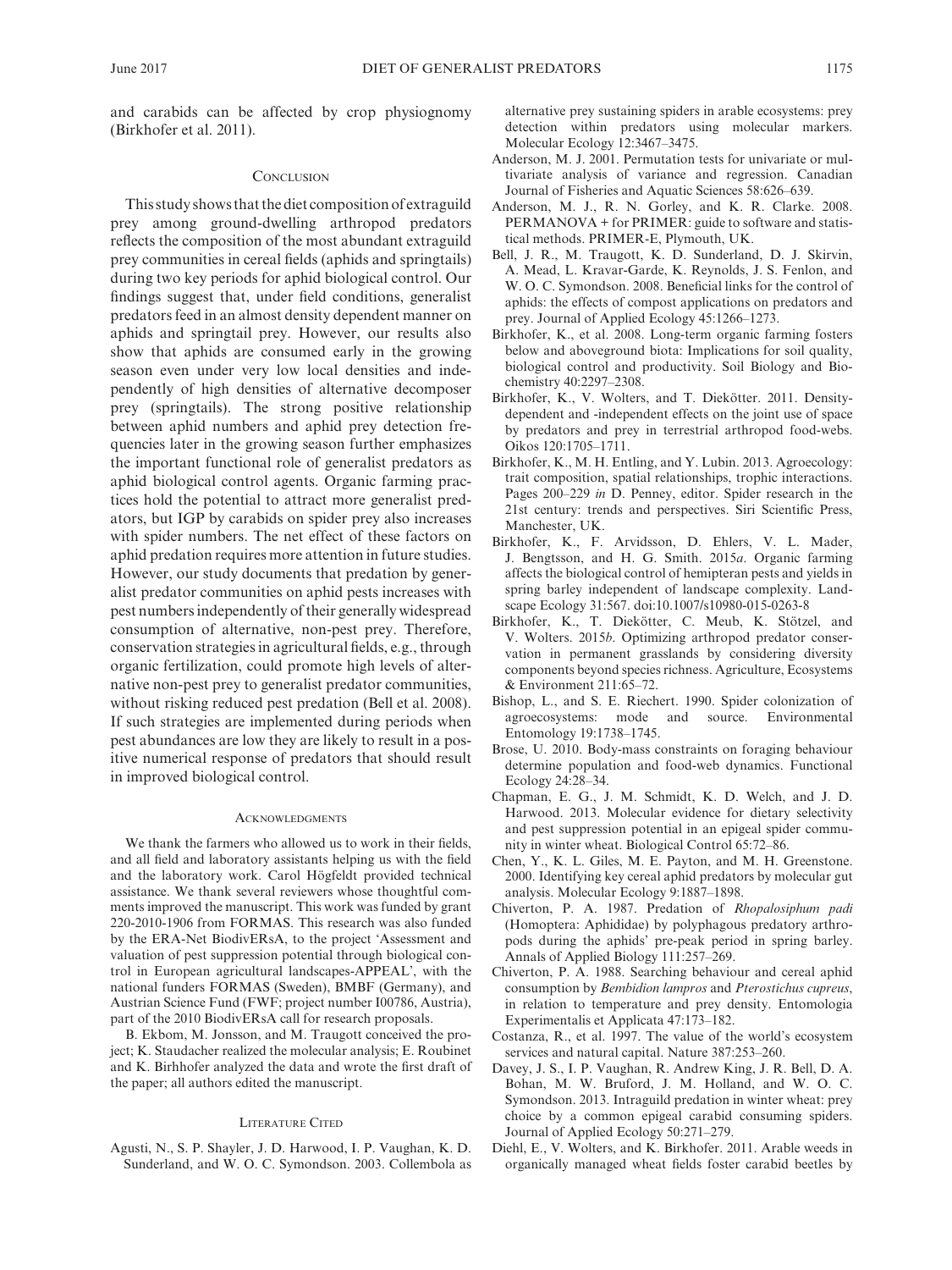and carabids can be affected by crop physiognomy (Birkhofer et al. 2011).

## Conclusion

This study shows that the diet composition of extraguild prey among ground-dwelling arthropod predators reflects the composition of the most abundant extraguild prey communities in cereal fields (aphids and springtails) during two key periods for aphid biological control. Our findings suggest that, under field conditions, generalist predators feed in an almost density dependent manner on aphids and springtail prey. However, our results also show that aphids are consumed early in the growing season even under very low local densities and independently of high densities of alternative decomposer prey (springtails). The strong positive relationship between aphid numbers and aphid prey detection frequencies later in the growing season further emphasizes the important functional role of generalist predators as aphid biological control agents. Organic farming practices hold the potential to attract more generalist predators, but IGP by carabids on spider prey also increases with spider numbers. The net effect of these factors on aphid predation requires more attention in future studies. However, our study documents that predation by generalist predator communities on aphid pests increases with pest numbers independently of their generally widespread consumption of alternative, non-pest prey. Therefore, conservation strategies in agricultural fields, e.g., through organic fertilization, could promote high levels of alternative non-pest prey to generalist predator communities, without risking reduced pest predation (Bell et al. 2008). If such strategies are implemented during periods when pest abundances are low they are likely to result in a positive numerical response of predators that should result in improved biological control.

## Acknowledgments

We thank the farmers who allowed us to work in their fields, and all field and laboratory assistants helping us with the field and the laboratory work. Carol Högfeldt provided technical assistance. We thank several reviewers whose thoughtful comments improved the manuscript. This work was funded by grant 220-2010-1906 from FORMAS. This research was also funded by the ERA-Net BiodivERsA, to the project 'Assessment and valuation of pest suppression potential through biological control in European agricultural landscapes-APPEAL', with the national funders FORMAS (Sweden), BMBF (Germany), and Austrian Science Fund (FWF; project number I00786, Austria), part of the 2010 BiodivERsA call for research proposals.

B. Ekbom, M. Jonsson, and M. Traugott conceived the project; K. Staudacher realized the molecular analysis; E. Roubinet and K. Birhhofer analyzed the data and wrote the first draft of the paper; all authors edited the manuscript.

## Literature Cited

Agusti, N., S. P. Shayler, J. D. Harwood, I. P. Vaughan, K. D. Sunderland, and W. O. C. Symondson. 2003. Collembola as alternative prey sustaining spiders in arable ecosystems: prey detection within predators using molecular markers. Molecular Ecology 12:3467–3475.

Anderson, M. J. 2001. Permutation tests for univariate or multivariate analysis of variance and regression. Canadian Journal of Fisheries and Aquatic Sciences 58:626–639.

Anderson, M. J., R. N. Gorley, and K. R. Clarke. 2008. PERMANOVA + for PRIMER: guide to software and statistical methods. PRIMER-E, Plymouth, UK.

Bell, J. R., M. Traugott, K. D. Sunderland, D. J. Skirvin, A. Mead, L. Kravar-Garde, K. Reynolds, J. S. Fenlon, and W. O. C. Symondson. 2008. Beneficial links for the control of aphids: the effects of compost applications on predators and prey. Journal of Applied Ecology 45:1266–1273.

Birkhofer, K., et al. 2008. Long-term organic farming fosters below and aboveground biota: Implications for soil quality, biological control and productivity. Soil Biology and Biochemistry 40:2297–2308.

Birkhofer, K., V. Wolters, and T. Diekötter. 2011. Density-dependent and -independent effects on the joint use of space by predators and prey in terrestrial arthropod food-webs. Oikos 120:1705–1711.

Birkhofer, K., M. H. Entling, and Y. Lubin. 2013. Agroecology: trait composition, spatial relationships, trophic interactions. Pages 200–229 *in* D. Penney, editor. Spider research in the 21st century: trends and perspectives. Siri Scientific Press, Manchester, UK.

Birkhofer, K., F. Arvidsson, D. Ehlers, V. L. Mader, J. Bengtsson, and H. G. Smith. 2015*a*. Organic farming affects the biological control of hemipteran pests and yields in spring barley independent of landscape complexity. Landscape Ecology 31:567. doi:10.1007/s10980-015-0263-8

Birkhofer, K., T. Diekötter, C. Meub, K. Stötzel, and V. Wolters. 2015*b*. Optimizing arthropod predator conservation in permanent grasslands by considering diversity components beyond species richness. Agriculture, Ecosystems & Environment 211:65–72.

Bishop, L., and S. E. Riechert. 1990. Spider colonization of agroecosystems: mode and source. Environmental Entomology 19:1738–1745.

Brose, U. 2010. Body-mass constraints on foraging behaviour determine population and food-web dynamics. Functional Ecology 24:28–34.

Chapman, E. G., J. M. Schmidt, K. D. Welch, and J. D. Harwood. 2013. Molecular evidence for dietary selectivity and pest suppression potential in an epigeal spider community in winter wheat. Biological Control 65:72–86.

Chen, Y., K. L. Giles, M. E. Payton, and M. H. Greenstone. 2000. Identifying key cereal aphid predators by molecular gut analysis. Molecular Ecology 9:1887–1898.

Chiverton, P. A. 1987. Predation of *Rhopalosiphum padi* (Homoptera: Aphididae) by polyphagous predatory arthropods during the aphids' pre-peak period in spring barley. Annals of Applied Biology 111:257–269.

Chiverton, P. A. 1988. Searching behaviour and cereal aphid consumption by *Bembidion lampros* and *Pterostichus cupreus*, in relation to temperature and prey density. Entomologia Experimentalis et Applicata 47:173–182.

Costanza, R., et al. 1997. The value of the world's ecosystem services and natural capital. Nature 387:253–260.

Davey, J. S., I. P. Vaughan, R. Andrew King, J. R. Bell, D. A. Bohan, M. W. Bruford, J. M. Holland, and W. O. C. Symondson. 2013. Intraguild predation in winter wheat: prey choice by a common epigeal carabid consuming spiders. Journal of Applied Ecology 50:271–279.

Diehl, E., V. Wolters, and K. Birkhofer. 2011. Arable weeds in organically managed wheat fields foster carabid beetles by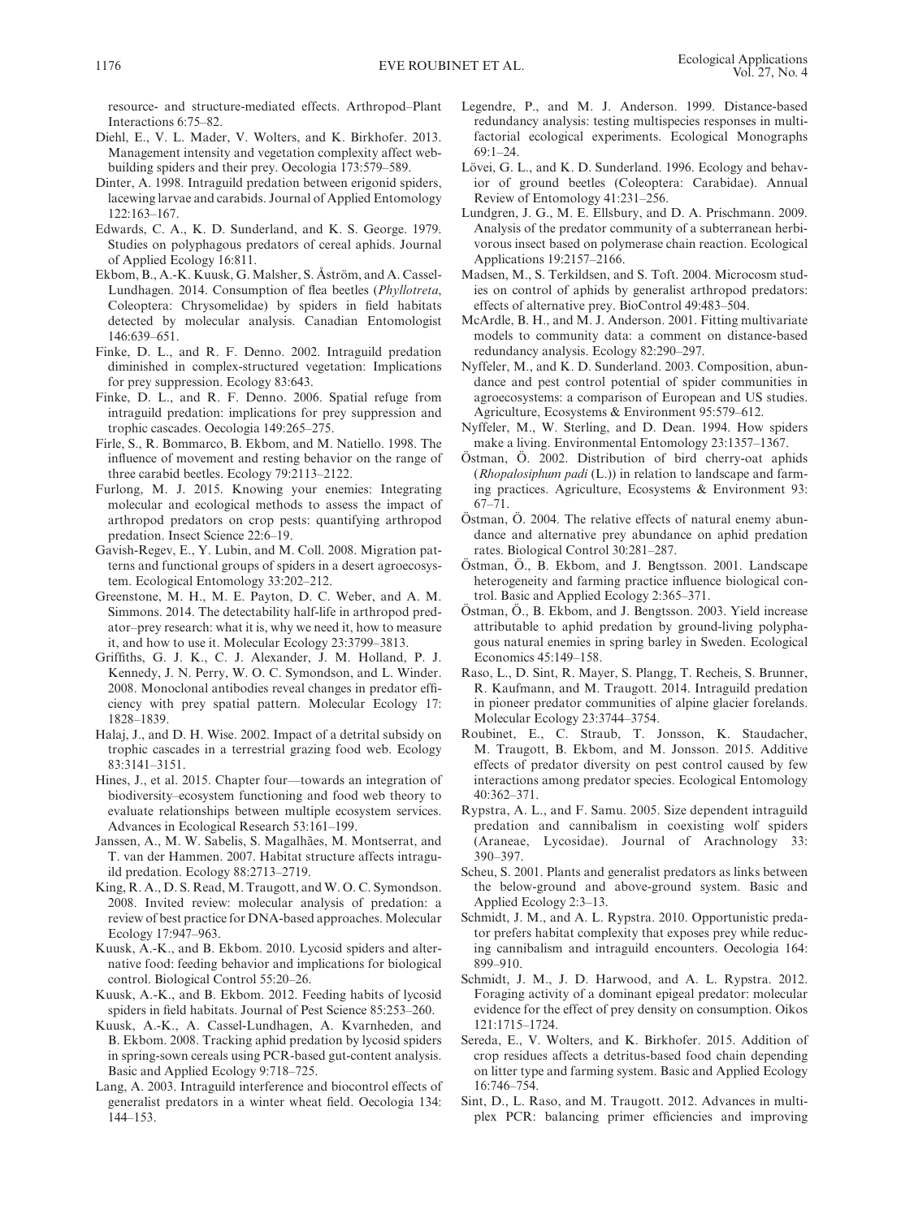resource- and structure-mediated effects. Arthropod–Plant Interactions 6:75–82.

Diehl, E., V. L. Mader, V. Wolters, and K. Birkhofer. 2013. Management intensity and vegetation complexity affect web-building spiders and their prey. Oecologia 173:579–589.

Dinter, A. 1998. Intraguild predation between erigonid spiders, lacewing larvae and carabids. Journal of Applied Entomology 122:163–167.

Edwards, C. A., K. D. Sunderland, and K. S. George. 1979. Studies on polyphagous predators of cereal aphids. Journal of Applied Ecology 16:811.

Ekbom, B., A.-K. Kuusk, G. Malsher, S. Åström, and A. Cassel-Lundhagen. 2014. Consumption of flea beetles (*Phyllotreta*, Coleoptera: Chrysomelidae) by spiders in field habitats detected by molecular analysis. Canadian Entomologist 146:639–651.

Finke, D. L., and R. F. Denno. 2002. Intraguild predation diminished in complex-structured vegetation: Implications for prey suppression. Ecology 83:643.

Finke, D. L., and R. F. Denno. 2006. Spatial refuge from intraguild predation: implications for prey suppression and trophic cascades. Oecologia 149:265–275.

Firle, S., R. Bommarco, B. Ekbom, and M. Natiello. 1998. The influence of movement and resting behavior on the range of three carabid beetles. Ecology 79:2113–2122.

Furlong, M. J. 2015. Knowing your enemies: Integrating molecular and ecological methods to assess the impact of arthropod predators on crop pests: quantifying arthropod predation. Insect Science 22:6–19.

Gavish-Regev, E., Y. Lubin, and M. Coll. 2008. Migration patterns and functional groups of spiders in a desert agroecosystem. Ecological Entomology 33:202–212.

Greenstone, M. H., M. E. Payton, D. C. Weber, and A. M. Simmons. 2014. The detectability half-life in arthropod predator–prey research: what it is, why we need it, how to measure it, and how to use it. Molecular Ecology 23:3799–3813.

Griffiths, G. J. K., C. J. Alexander, J. M. Holland, P. J. Kennedy, J. N. Perry, W. O. C. Symondson, and L. Winder. 2008. Monoclonal antibodies reveal changes in predator efficiency with prey spatial pattern. Molecular Ecology 17: 1828–1839.

Halaj, J., and D. H. Wise. 2002. Impact of a detrital subsidy on trophic cascades in a terrestrial grazing food web. Ecology 83:3141–3151.

Hines, J., et al. 2015. Chapter four—towards an integration of biodiversity–ecosystem functioning and food web theory to evaluate relationships between multiple ecosystem services. Advances in Ecological Research 53:161–199.

Janssen, A., M. W. Sabelis, S. Magalhães, M. Montserrat, and T. van der Hammen. 2007. Habitat structure affects intraguild predation. Ecology 88:2713–2719.

King, R. A., D. S. Read, M. Traugott, and W. O. C. Symondson. 2008. Invited review: molecular analysis of predation: a review of best practice for DNA-based approaches. Molecular Ecology 17:947–963.

Kuusk, A.-K., and B. Ekbom. 2010. Lycosid spiders and alternative food: feeding behavior and implications for biological control. Biological Control 55:20–26.

Kuusk, A.-K., and B. Ekbom. 2012. Feeding habits of lycosid spiders in field habitats. Journal of Pest Science 85:253–260.

Kuusk, A.-K., A. Cassel-Lundhagen, A. Kvarnheden, and B. Ekbom. 2008. Tracking aphid predation by lycosid spiders in spring-sown cereals using PCR-based gut-content analysis. Basic and Applied Ecology 9:718–725.

Lang, A. 2003. Intraguild interference and biocontrol effects of generalist predators in a winter wheat field. Oecologia 134: 144–153.

Legendre, P., and M. J. Anderson. 1999. Distance-based redundancy analysis: testing multispecies responses in multifactorial ecological experiments. Ecological Monographs 69:1–24.

Lövei, G. L., and K. D. Sunderland. 1996. Ecology and behavior of ground beetles (Coleoptera: Carabidae). Annual Review of Entomology 41:231–256.

Lundgren, J. G., M. E. Ellsbury, and D. A. Prischmann. 2009. Analysis of the predator community of a subterranean herbivorous insect based on polymerase chain reaction. Ecological Applications 19:2157–2166.

Madsen, M., S. Terkildsen, and S. Toft. 2004. Microcosm studies on control of aphids by generalist arthropod predators: effects of alternative prey. BioControl 49:483–504.

McArdle, B. H., and M. J. Anderson. 2001. Fitting multivariate models to community data: a comment on distance-based redundancy analysis. Ecology 82:290–297.

Nyffeler, M., and K. D. Sunderland. 2003. Composition, abundance and pest control potential of spider communities in agroecosystems: a comparison of European and US studies. Agriculture, Ecosystems & Environment 95:579–612.

Nyffeler, M., W. Sterling, and D. Dean. 1994. How spiders make a living. Environmental Entomology 23:1357–1367.

Östman, Ö. 2002. Distribution of bird cherry-oat aphids (*Rhopalosiphum padi* (L.)) in relation to landscape and farming practices. Agriculture, Ecosystems & Environment 93: 67–71.

Östman, Ö. 2004. The relative effects of natural enemy abundance and alternative prey abundance on aphid predation rates. Biological Control 30:281–287.

Östman, Ö., B. Ekbom, and J. Bengtsson. 2001. Landscape heterogeneity and farming practice influence biological control. Basic and Applied Ecology 2:365–371.

Östman, Ö., B. Ekbom, and J. Bengtsson. 2003. Yield increase attributable to aphid predation by ground-living polyphagous natural enemies in spring barley in Sweden. Ecological Economics 45:149–158.

Raso, L., D. Sint, R. Mayer, S. Plangg, T. Recheis, S. Brunner, R. Kaufmann, and M. Traugott. 2014. Intraguild predation in pioneer predator communities of alpine glacier forelands. Molecular Ecology 23:3744–3754.

Roubinet, E., C. Straub, T. Jonsson, K. Staudacher, M. Traugott, B. Ekbom, and M. Jonsson. 2015. Additive effects of predator diversity on pest control caused by few interactions among predator species. Ecological Entomology 40:362–371.

Rypstra, A. L., and F. Samu. 2005. Size dependent intraguild predation and cannibalism in coexisting wolf spiders (Araneae, Lycosidae). Journal of Arachnology 33: 390–397.

Scheu, S. 2001. Plants and generalist predators as links between the below-ground and above-ground system. Basic and Applied Ecology 2:3–13.

Schmidt, J. M., and A. L. Rypstra. 2010. Opportunistic predator prefers habitat complexity that exposes prey while reducing cannibalism and intraguild encounters. Oecologia 164: 899–910.

Schmidt, J. M., J. D. Harwood, and A. L. Rypstra. 2012. Foraging activity of a dominant epigeal predator: molecular evidence for the effect of prey density on consumption. Oikos 121:1715–1724.

Sereda, E., V. Wolters, and K. Birkhofer. 2015. Addition of crop residues affects a detritus-based food chain depending on litter type and farming system. Basic and Applied Ecology 16:746–754.

Sint, D., L. Raso, and M. Traugott. 2012. Advances in multiplex PCR: balancing primer efficiencies and improving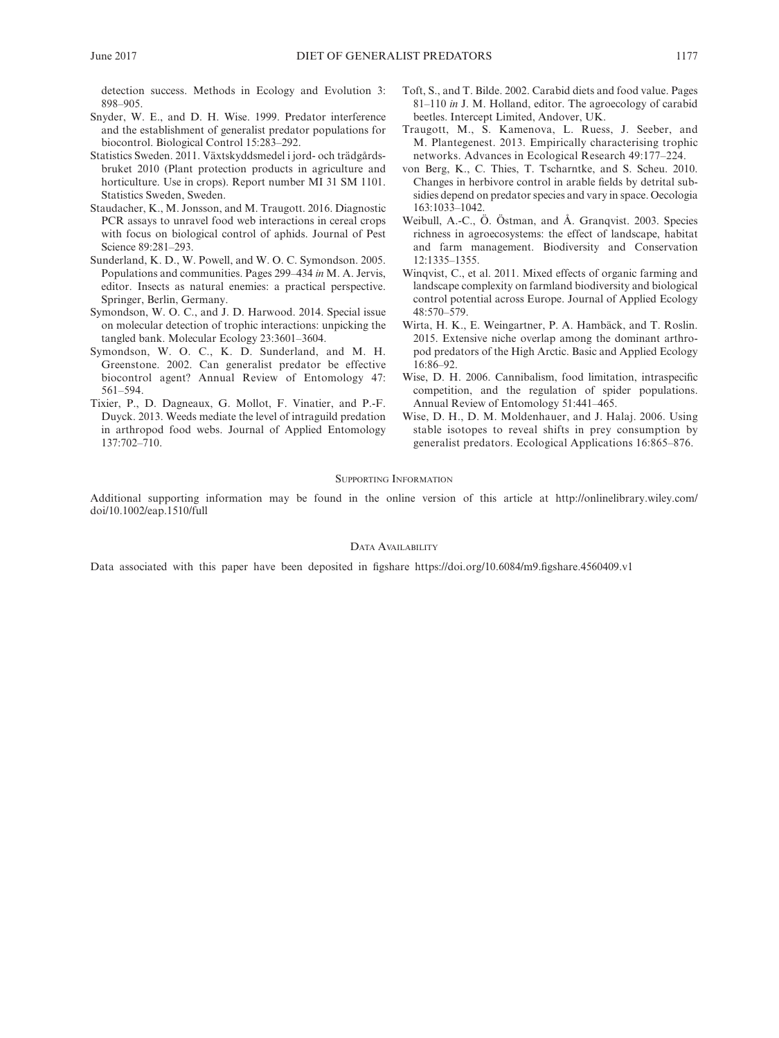detection success. Methods in Ecology and Evolution 3: 898–905.

Snyder, W. E., and D. H. Wise. 1999. Predator interference and the establishment of generalist predator populations for biocontrol. Biological Control 15:283–292.

Statistics Sweden. 2011. Växtskyddsmedel i jord- och trädgårdsbruket 2010 (Plant protection products in agriculture and horticulture. Use in crops). Report number MI 31 SM 1101. Statistics Sweden, Sweden.

Staudacher, K., M. Jonsson, and M. Traugott. 2016. Diagnostic PCR assays to unravel food web interactions in cereal crops with focus on biological control of aphids. Journal of Pest Science 89:281–293.

Sunderland, K. D., W. Powell, and W. O. C. Symondson. 2005. Populations and communities. Pages 299–434 *in* M. A. Jervis, editor. Insects as natural enemies: a practical perspective. Springer, Berlin, Germany.

Symondson, W. O. C., and J. D. Harwood. 2014. Special issue on molecular detection of trophic interactions: unpicking the tangled bank. Molecular Ecology 23:3601–3604.

Symondson, W. O. C., K. D. Sunderland, and M. H. Greenstone. 2002. Can generalist predator be effective biocontrol agent? Annual Review of Entomology 47: 561–594.

Tixier, P., D. Dagneaux, G. Mollot, F. Vinatier, and P.-F. Duyck. 2013. Weeds mediate the level of intraguild predation in arthropod food webs. Journal of Applied Entomology 137:702–710.

Toft, S., and T. Bilde. 2002. Carabid diets and food value. Pages 81–110 *in* J. M. Holland, editor. The agroecology of carabid beetles. Intercept Limited, Andover, UK.

Traugott, M., S. Kamenova, L. Ruess, J. Seeber, and M. Plantegenest. 2013. Empirically characterising trophic networks. Advances in Ecological Research 49:177–224.

von Berg, K., C. Thies, T. Tscharntke, and S. Scheu. 2010. Changes in herbivore control in arable fields by detrital subsidies depend on predator species and vary in space. Oecologia 163:1033–1042.

Weibull, A.-C., Ö. Östman, and Å. Granqvist. 2003. Species richness in agroecosystems: the effect of landscape, habitat and farm management. Biodiversity and Conservation 12:1335–1355.

Winqvist, C., et al. 2011. Mixed effects of organic farming and landscape complexity on farmland biodiversity and biological control potential across Europe. Journal of Applied Ecology 48:570–579.

Wirta, H. K., E. Weingartner, P. A. Hambäck, and T. Roslin. 2015. Extensive niche overlap among the dominant arthropod predators of the High Arctic. Basic and Applied Ecology 16:86–92.

Wise, D. H. 2006. Cannibalism, food limitation, intraspecific competition, and the regulation of spider populations. Annual Review of Entomology 51:441–465.

Wise, D. H., D. M. Moldenhauer, and J. Halaj. 2006. Using stable isotopes to reveal shifts in prey consumption by generalist predators. Ecological Applications 16:865–876.

## Supporting Information

Additional supporting information may be found in the online version of this article at http://onlinelibrary.wiley.com/doi/10.1002/eap.1510/full

## Data Availability

Data associated with this paper have been deposited in figshare https://doi.org/10.6084/m9.figshare.4560409.v1